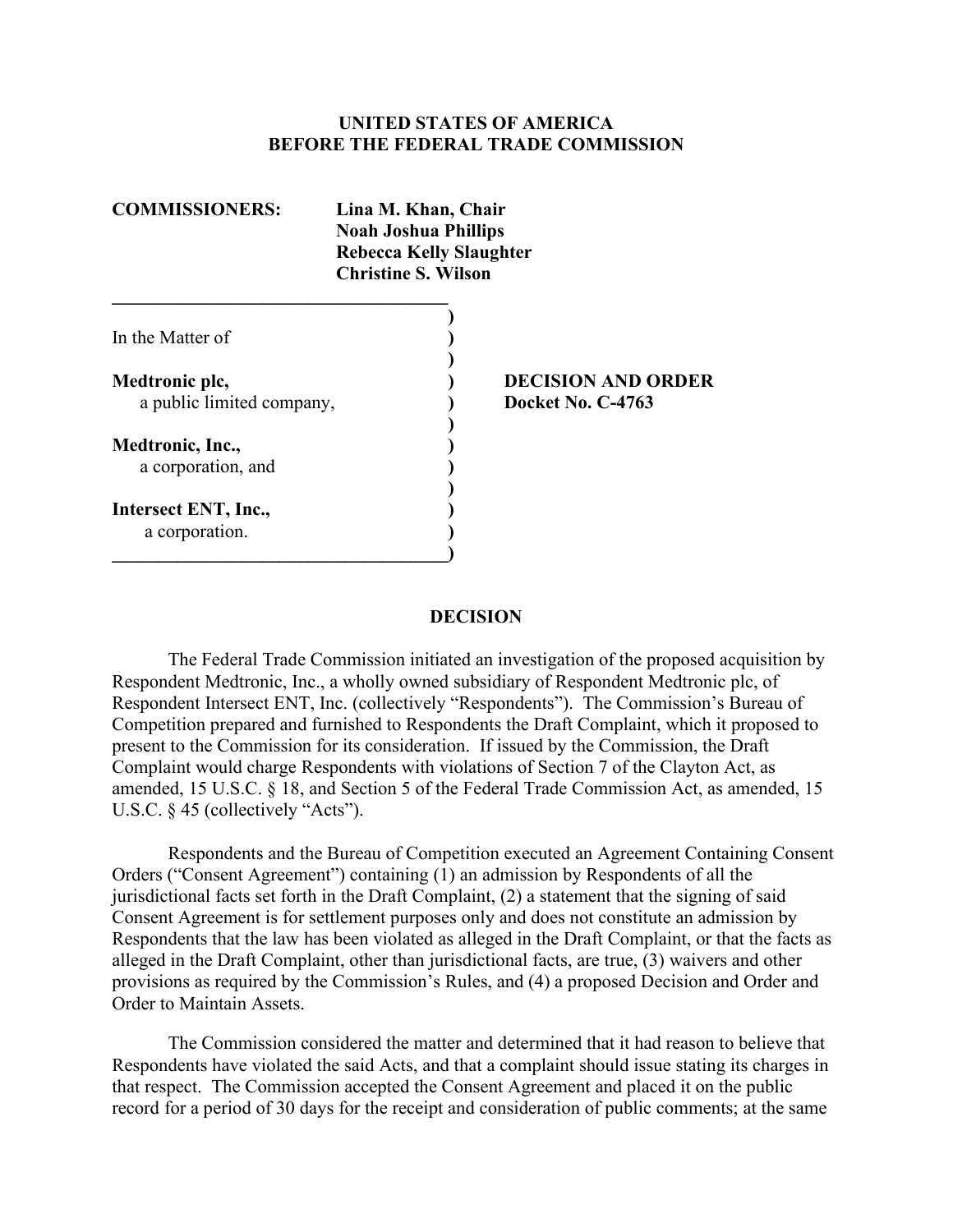**UNITED STATES OF AMERICA**
**BEFORE THE FEDERAL TRADE COMMISSION**

**COMMISSIONERS:** **Lina M. Khan, Chair**
**Noah Joshua Phillips**
**Rebecca Kelly Slaughter**
**Christine S. Wilson**

In the Matter of

**Medtronic plc,**
a public limited company,

**Medtronic, Inc.,**
a corporation, and

**Intersect ENT, Inc.,**
a corporation.

**DECISION AND ORDER**
**Docket No. C-4763**

## DECISION

The Federal Trade Commission initiated an investigation of the proposed acquisition by Respondent Medtronic, Inc., a wholly owned subsidiary of Respondent Medtronic plc, of Respondent Intersect ENT, Inc. (collectively "Respondents"). The Commission's Bureau of Competition prepared and furnished to Respondents the Draft Complaint, which it proposed to present to the Commission for its consideration. If issued by the Commission, the Draft Complaint would charge Respondents with violations of Section 7 of the Clayton Act, as amended, 15 U.S.C. § 18, and Section 5 of the Federal Trade Commission Act, as amended, 15 U.S.C. § 45 (collectively "Acts").

Respondents and the Bureau of Competition executed an Agreement Containing Consent Orders ("Consent Agreement") containing (1) an admission by Respondents of all the jurisdictional facts set forth in the Draft Complaint, (2) a statement that the signing of said Consent Agreement is for settlement purposes only and does not constitute an admission by Respondents that the law has been violated as alleged in the Draft Complaint, or that the facts as alleged in the Draft Complaint, other than jurisdictional facts, are true, (3) waivers and other provisions as required by the Commission's Rules, and (4) a proposed Decision and Order and Order to Maintain Assets.

The Commission considered the matter and determined that it had reason to believe that Respondents have violated the said Acts, and that a complaint should issue stating its charges in that respect. The Commission accepted the Consent Agreement and placed it on the public record for a period of 30 days for the receipt and consideration of public comments; at the same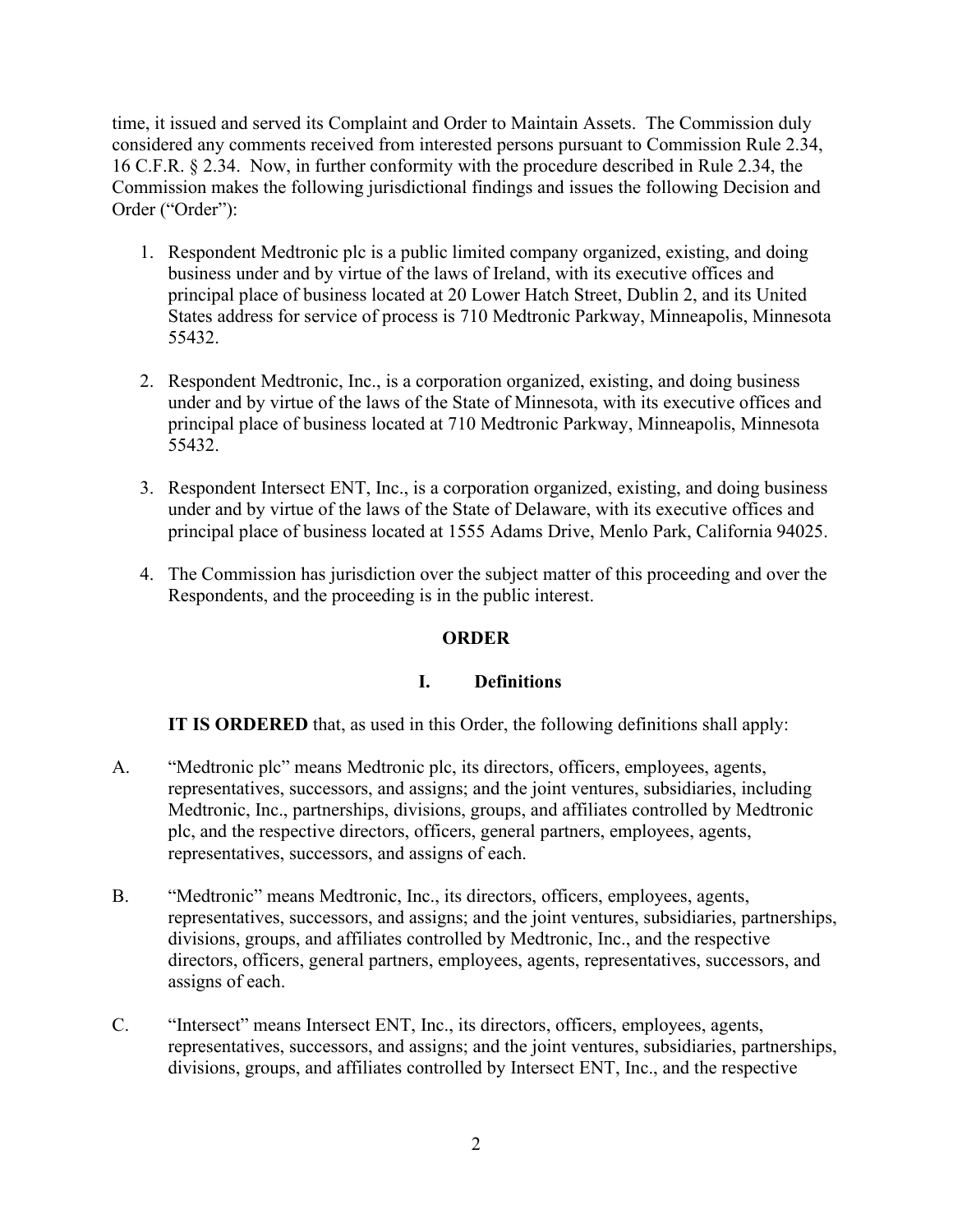time, it issued and served its Complaint and Order to Maintain Assets. The Commission duly considered any comments received from interested persons pursuant to Commission Rule 2.34, 16 C.F.R. § 2.34. Now, in further conformity with the procedure described in Rule 2.34, the Commission makes the following jurisdictional findings and issues the following Decision and Order ("Order"):

1. Respondent Medtronic plc is a public limited company organized, existing, and doing business under and by virtue of the laws of Ireland, with its executive offices and principal place of business located at 20 Lower Hatch Street, Dublin 2, and its United States address for service of process is 710 Medtronic Parkway, Minneapolis, Minnesota 55432.

2. Respondent Medtronic, Inc., is a corporation organized, existing, and doing business under and by virtue of the laws of the State of Minnesota, with its executive offices and principal place of business located at 710 Medtronic Parkway, Minneapolis, Minnesota 55432.

3. Respondent Intersect ENT, Inc., is a corporation organized, existing, and doing business under and by virtue of the laws of the State of Delaware, with its executive offices and principal place of business located at 1555 Adams Drive, Menlo Park, California 94025.

4. The Commission has jurisdiction over the subject matter of this proceeding and over the Respondents, and the proceeding is in the public interest.

## ORDER

### I. Definitions

**IT IS ORDERED** that, as used in this Order, the following definitions shall apply:

A. "Medtronic plc" means Medtronic plc, its directors, officers, employees, agents, representatives, successors, and assigns; and the joint ventures, subsidiaries, including Medtronic, Inc., partnerships, divisions, groups, and affiliates controlled by Medtronic plc, and the respective directors, officers, general partners, employees, agents, representatives, successors, and assigns of each.

B. "Medtronic" means Medtronic, Inc., its directors, officers, employees, agents, representatives, successors, and assigns; and the joint ventures, subsidiaries, partnerships, divisions, groups, and affiliates controlled by Medtronic, Inc., and the respective directors, officers, general partners, employees, agents, representatives, successors, and assigns of each.

C. "Intersect" means Intersect ENT, Inc., its directors, officers, employees, agents, representatives, successors, and assigns; and the joint ventures, subsidiaries, partnerships, divisions, groups, and affiliates controlled by Intersect ENT, Inc., and the respective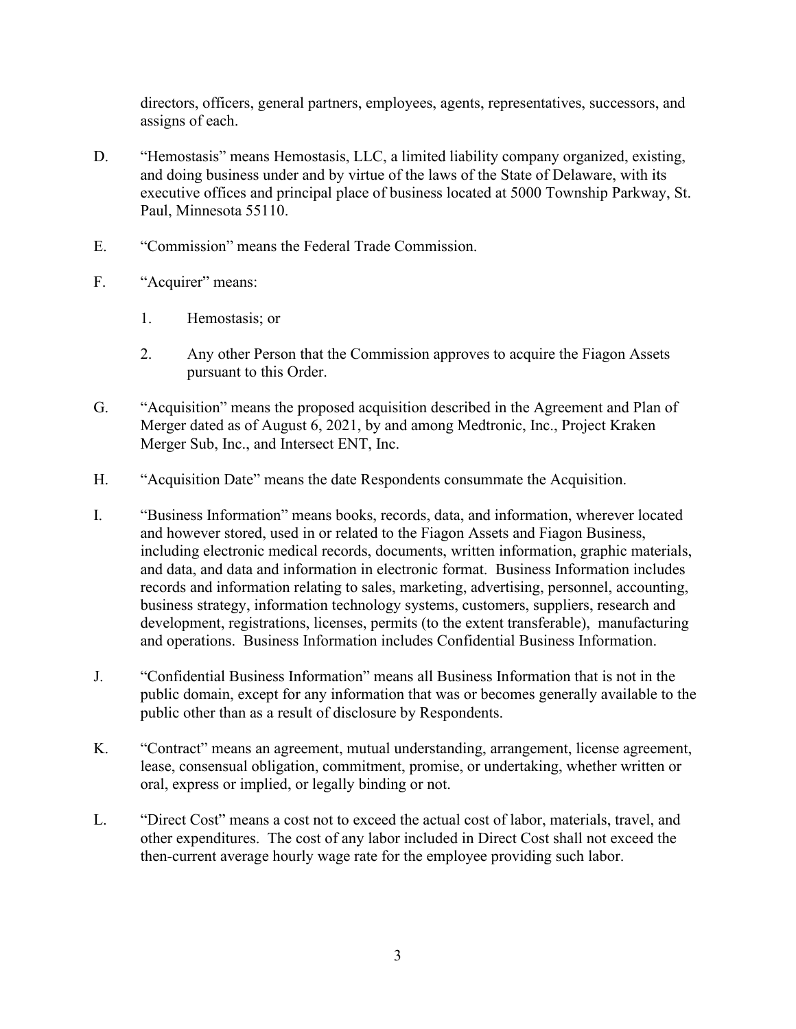directors, officers, general partners, employees, agents, representatives, successors, and assigns of each.

D. "Hemostasis" means Hemostasis, LLC, a limited liability company organized, existing, and doing business under and by virtue of the laws of the State of Delaware, with its executive offices and principal place of business located at 5000 Township Parkway, St. Paul, Minnesota 55110.

E. "Commission" means the Federal Trade Commission.

F. "Acquirer" means:

   1. Hemostasis; or

   2. Any other Person that the Commission approves to acquire the Fiagon Assets pursuant to this Order.

G. "Acquisition" means the proposed acquisition described in the Agreement and Plan of Merger dated as of August 6, 2021, by and among Medtronic, Inc., Project Kraken Merger Sub, Inc., and Intersect ENT, Inc.

H. "Acquisition Date" means the date Respondents consummate the Acquisition.

I. "Business Information" means books, records, data, and information, wherever located and however stored, used in or related to the Fiagon Assets and Fiagon Business, including electronic medical records, documents, written information, graphic materials, and data, and data and information in electronic format. Business Information includes records and information relating to sales, marketing, advertising, personnel, accounting, business strategy, information technology systems, customers, suppliers, research and development, registrations, licenses, permits (to the extent transferable), manufacturing and operations. Business Information includes Confidential Business Information.

J. "Confidential Business Information" means all Business Information that is not in the public domain, except for any information that was or becomes generally available to the public other than as a result of disclosure by Respondents.

K. "Contract" means an agreement, mutual understanding, arrangement, license agreement, lease, consensual obligation, commitment, promise, or undertaking, whether written or oral, express or implied, or legally binding or not.

L. "Direct Cost" means a cost not to exceed the actual cost of labor, materials, travel, and other expenditures. The cost of any labor included in Direct Cost shall not exceed the then-current average hourly wage rate for the employee providing such labor.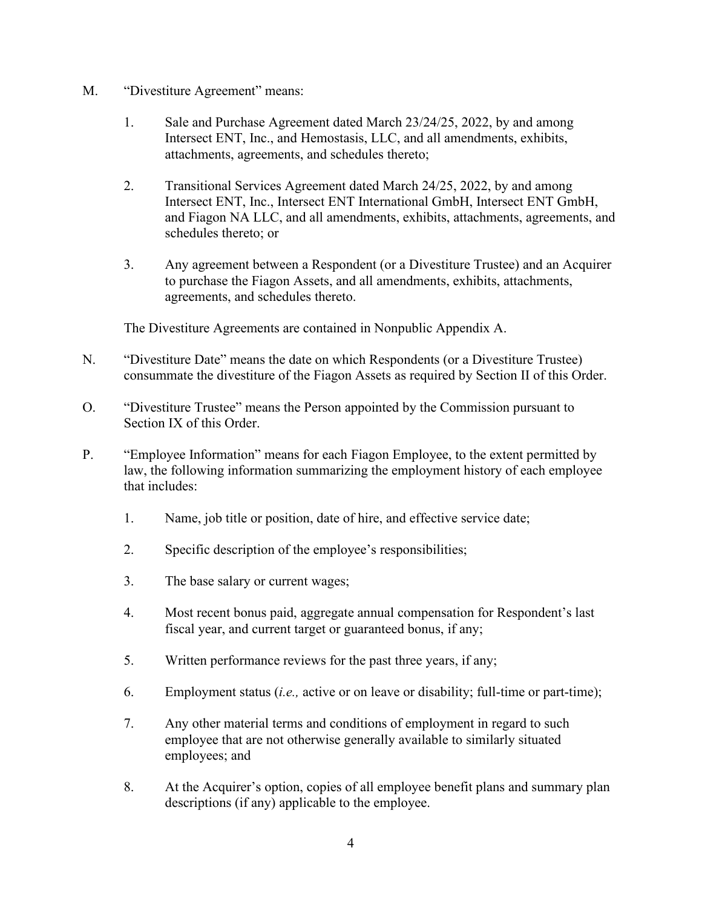M. "Divestiture Agreement" means:

1. Sale and Purchase Agreement dated March 23/24/25, 2022, by and among Intersect ENT, Inc., and Hemostasis, LLC, and all amendments, exhibits, attachments, agreements, and schedules thereto;

2. Transitional Services Agreement dated March 24/25, 2022, by and among Intersect ENT, Inc., Intersect ENT International GmbH, Intersect ENT GmbH, and Fiagon NA LLC, and all amendments, exhibits, attachments, agreements, and schedules thereto; or

3. Any agreement between a Respondent (or a Divestiture Trustee) and an Acquirer to purchase the Fiagon Assets, and all amendments, exhibits, attachments, agreements, and schedules thereto.

The Divestiture Agreements are contained in Nonpublic Appendix A.

N. "Divestiture Date" means the date on which Respondents (or a Divestiture Trustee) consummate the divestiture of the Fiagon Assets as required by Section II of this Order.

O. "Divestiture Trustee" means the Person appointed by the Commission pursuant to Section IX of this Order.

P. "Employee Information" means for each Fiagon Employee, to the extent permitted by law, the following information summarizing the employment history of each employee that includes:

1. Name, job title or position, date of hire, and effective service date;

2. Specific description of the employee's responsibilities;

3. The base salary or current wages;

4. Most recent bonus paid, aggregate annual compensation for Respondent's last fiscal year, and current target or guaranteed bonus, if any;

5. Written performance reviews for the past three years, if any;

6. Employment status (*i.e.,* active or on leave or disability; full-time or part-time);

7. Any other material terms and conditions of employment in regard to such employee that are not otherwise generally available to similarly situated employees; and

8. At the Acquirer's option, copies of all employee benefit plans and summary plan descriptions (if any) applicable to the employee.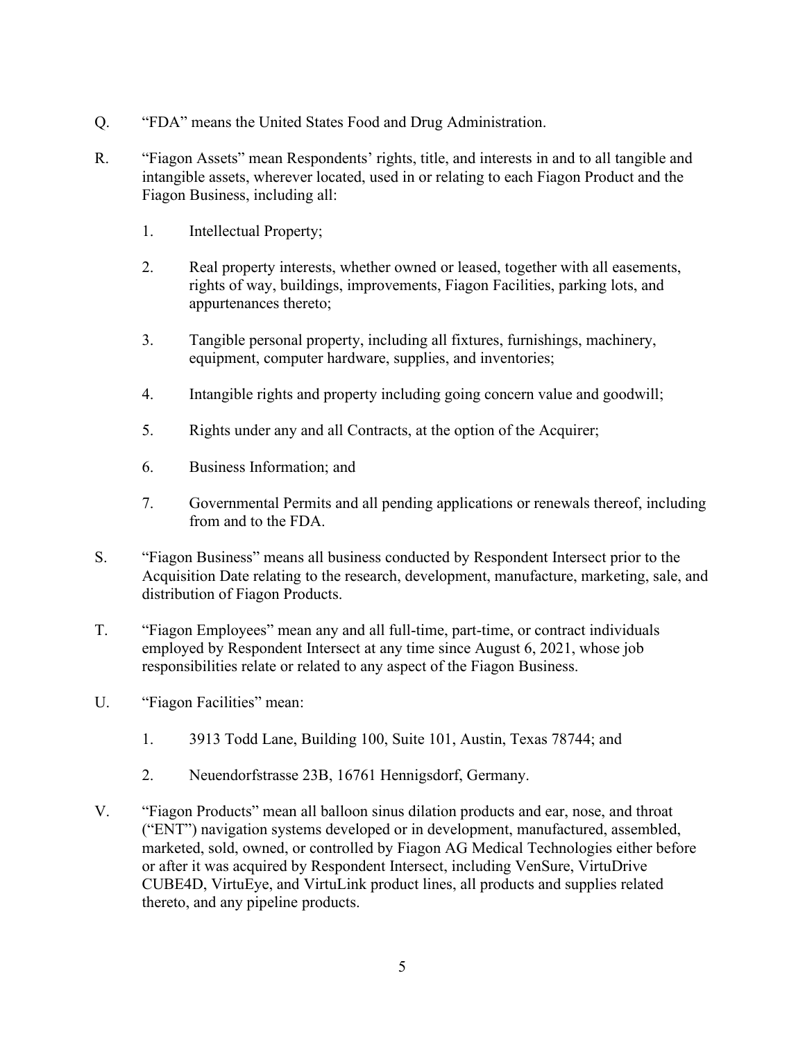Q. "FDA" means the United States Food and Drug Administration.

R. "Figaon Assets" mean Respondents' rights, title, and interests in and to all tangible and intangible assets, wherever located, used in or relating to each Figaon Product and the Figaon Business, including all:

1. Intellectual Property;
2. Real property interests, whether owned or leased, together with all easements, rights of way, buildings, improvements, Figaon Facilities, parking lots, and appurtenances thereto;
3. Tangible personal property, including all fixtures, furnishings, machinery, equipment, computer hardware, supplies, and inventories;
4. Intangible rights and property including going concern value and goodwill;
5. Rights under any and all Contracts, at the option of the Acquirer;
6. Business Information; and
7. Governmental Permits and all pending applications or renewals thereof, including from and to the FDA.

S. "Figaon Business" means all business conducted by Respondent Intersect prior to the Acquisition Date relating to the research, development, manufacture, marketing, sale, and distribution of Figaon Products.

T. "Figaon Employees" mean any and all full-time, part-time, or contract individuals employed by Respondent Intersect at any time since August 6, 2021, whose job responsibilities relate or related to any aspect of the Figaon Business.

U. "Figaon Facilities" mean:

1. 3913 Todd Lane, Building 100, Suite 101, Austin, Texas 78744; and
2. Neuendorfstrasse 23B, 16761 Hennigsdorf, Germany.

V. "Figaon Products" mean all balloon sinus dilation products and ear, nose, and throat ("ENT") navigation systems developed or in development, manufactured, assembled, marketed, sold, owned, or controlled by Figaon AG Medical Technologies either before or after it was acquired by Respondent Intersect, including VenSure, VirtuDrive CUBE4D, VirtuEye, and VirtuLink product lines, all products and supplies related thereto, and any pipeline products.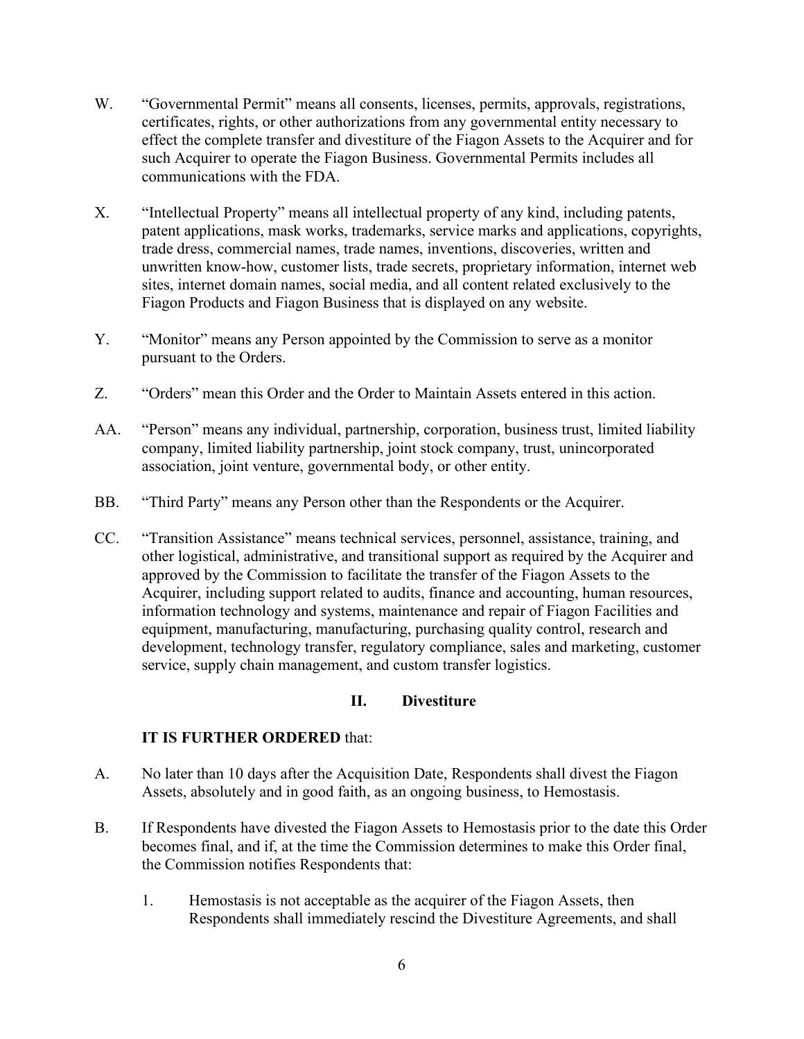W. "Governmental Permit" means all consents, licenses, permits, approvals, registrations, certificates, rights, or other authorizations from any governmental entity necessary to effect the complete transfer and divestiture of the Fiagon Assets to the Acquirer and for such Acquirer to operate the Fiagon Business. Governmental Permits includes all communications with the FDA.

X. "Intellectual Property" means all intellectual property of any kind, including patents, patent applications, mask works, trademarks, service marks and applications, copyrights, trade dress, commercial names, trade names, inventions, discoveries, written and unwritten know-how, customer lists, trade secrets, proprietary information, internet web sites, internet domain names, social media, and all content related exclusively to the Fiagon Products and Fiagon Business that is displayed on any website.

Y. "Monitor" means any Person appointed by the Commission to serve as a monitor pursuant to the Orders.

Z. "Orders" mean this Order and the Order to Maintain Assets entered in this action.

AA. "Person" means any individual, partnership, corporation, business trust, limited liability company, limited liability partnership, joint stock company, trust, unincorporated association, joint venture, governmental body, or other entity.

BB. "Third Party" means any Person other than the Respondents or the Acquirer.

CC. "Transition Assistance" means technical services, personnel, assistance, training, and other logistical, administrative, and transitional support as required by the Acquirer and approved by the Commission to facilitate the transfer of the Fiagon Assets to the Acquirer, including support related to audits, finance and accounting, human resources, information technology and systems, maintenance and repair of Fiagon Facilities and equipment, manufacturing, manufacturing, purchasing quality control, research and development, technology transfer, regulatory compliance, sales and marketing, customer service, supply chain management, and custom transfer logistics.

## II. Divestiture

**IT IS FURTHER ORDERED** that:

A. No later than 10 days after the Acquisition Date, Respondents shall divest the Fiagon Assets, absolutely and in good faith, as an ongoing business, to Hemostasis.

B. If Respondents have divested the Fiagon Assets to Hemostasis prior to the date this Order becomes final, and if, at the time the Commission determines to make this Order final, the Commission notifies Respondents that:

   1. Hemostasis is not acceptable as the acquirer of the Fiagon Assets, then Respondents shall immediately rescind the Divestiture Agreements, and shall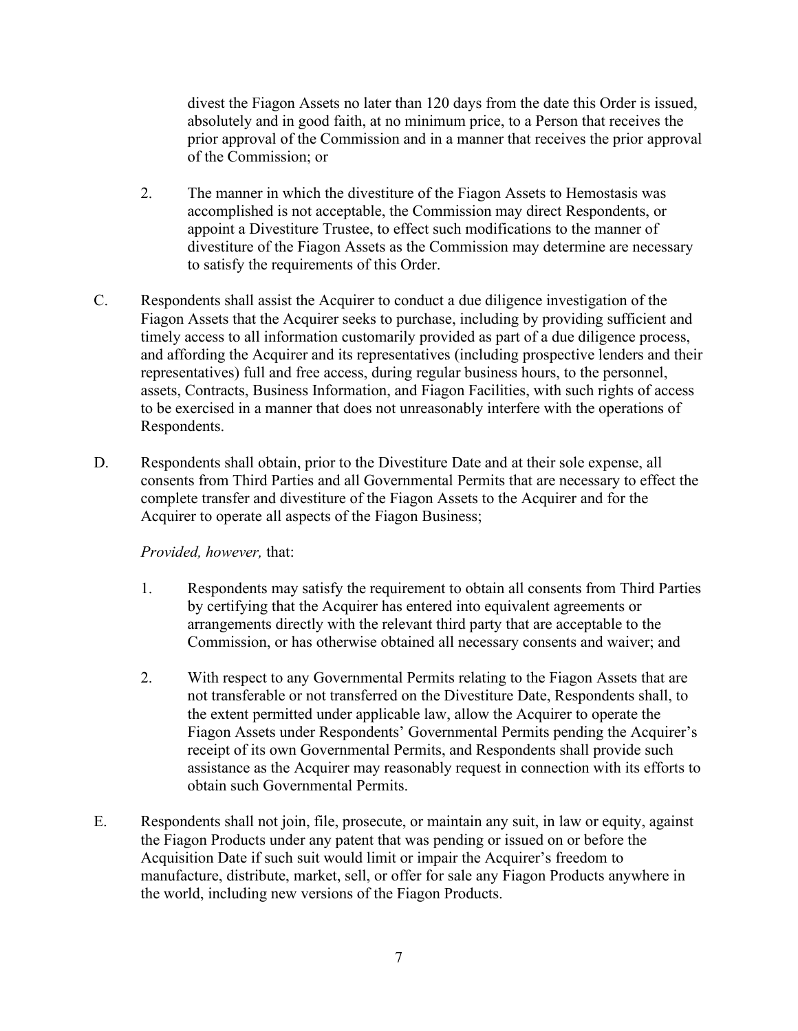divest the Fiagon Assets no later than 120 days from the date this Order is issued, absolutely and in good faith, at no minimum price, to a Person that receives the prior approval of the Commission and in a manner that receives the prior approval of the Commission; or

2. The manner in which the divestiture of the Fiagon Assets to Hemostasis was accomplished is not acceptable, the Commission may direct Respondents, or appoint a Divestiture Trustee, to effect such modifications to the manner of divestiture of the Fiagon Assets as the Commission may determine are necessary to satisfy the requirements of this Order.

C. Respondents shall assist the Acquirer to conduct a due diligence investigation of the Fiagon Assets that the Acquirer seeks to purchase, including by providing sufficient and timely access to all information customarily provided as part of a due diligence process, and affording the Acquirer and its representatives (including prospective lenders and their representatives) full and free access, during regular business hours, to the personnel, assets, Contracts, Business Information, and Fiagon Facilities, with such rights of access to be exercised in a manner that does not unreasonably interfere with the operations of Respondents.

D. Respondents shall obtain, prior to the Divestiture Date and at their sole expense, all consents from Third Parties and all Governmental Permits that are necessary to effect the complete transfer and divestiture of the Fiagon Assets to the Acquirer and for the Acquirer to operate all aspects of the Fiagon Business;

*Provided, however,* that:

1. Respondents may satisfy the requirement to obtain all consents from Third Parties by certifying that the Acquirer has entered into equivalent agreements or arrangements directly with the relevant third party that are acceptable to the Commission, or has otherwise obtained all necessary consents and waiver; and

2. With respect to any Governmental Permits relating to the Fiagon Assets that are not transferable or not transferred on the Divestiture Date, Respondents shall, to the extent permitted under applicable law, allow the Acquirer to operate the Fiagon Assets under Respondents' Governmental Permits pending the Acquirer's receipt of its own Governmental Permits, and Respondents shall provide such assistance as the Acquirer may reasonably request in connection with its efforts to obtain such Governmental Permits.

E. Respondents shall not join, file, prosecute, or maintain any suit, in law or equity, against the Fiagon Products under any patent that was pending or issued on or before the Acquisition Date if such suit would limit or impair the Acquirer's freedom to manufacture, distribute, market, sell, or offer for sale any Fiagon Products anywhere in the world, including new versions of the Fiagon Products.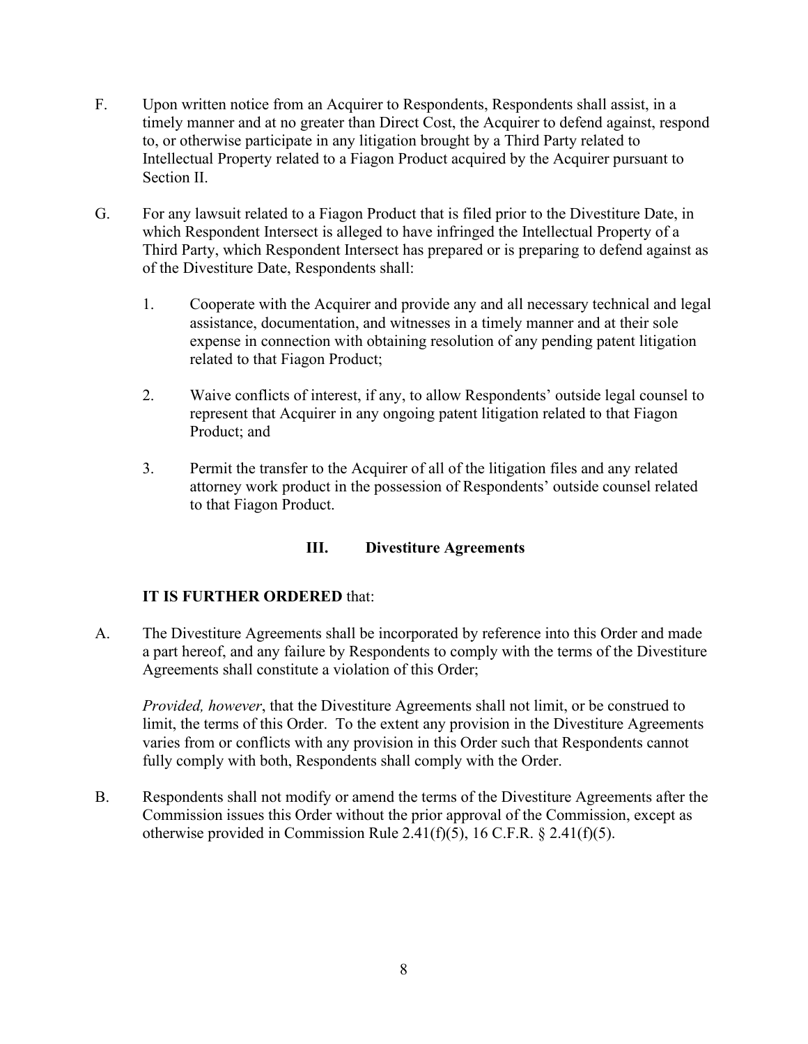F. Upon written notice from an Acquirer to Respondents, Respondents shall assist, in a timely manner and at no greater than Direct Cost, the Acquirer to defend against, respond to, or otherwise participate in any litigation brought by a Third Party related to Intellectual Property related to a Figaon Product acquired by the Acquirer pursuant to Section II.

G. For any lawsuit related to a Figaon Product that is filed prior to the Divestiture Date, in which Respondent Intersect is alleged to have infringed the Intellectual Property of a Third Party, which Respondent Intersect has prepared or is preparing to defend against as of the Divestiture Date, Respondents shall:

1. Cooperate with the Acquirer and provide any and all necessary technical and legal assistance, documentation, and witnesses in a timely manner and at their sole expense in connection with obtaining resolution of any pending patent litigation related to that Figaon Product;

2. Waive conflicts of interest, if any, to allow Respondents' outside legal counsel to represent that Acquirer in any ongoing patent litigation related to that Figaon Product; and

3. Permit the transfer to the Acquirer of all of the litigation files and any related attorney work product in the possession of Respondents' outside counsel related to that Figaon Product.

## III. Divestiture Agreements

**IT IS FURTHER ORDERED** that:

A. The Divestiture Agreements shall be incorporated by reference into this Order and made a part hereof, and any failure by Respondents to comply with the terms of the Divestiture Agreements shall constitute a violation of this Order;

*Provided, however*, that the Divestiture Agreements shall not limit, or be construed to limit, the terms of this Order. To the extent any provision in the Divestiture Agreements varies from or conflicts with any provision in this Order such that Respondents cannot fully comply with both, Respondents shall comply with the Order.

B. Respondents shall not modify or amend the terms of the Divestiture Agreements after the Commission issues this Order without the prior approval of the Commission, except as otherwise provided in Commission Rule 2.41(f)(5), 16 C.F.R. § 2.41(f)(5).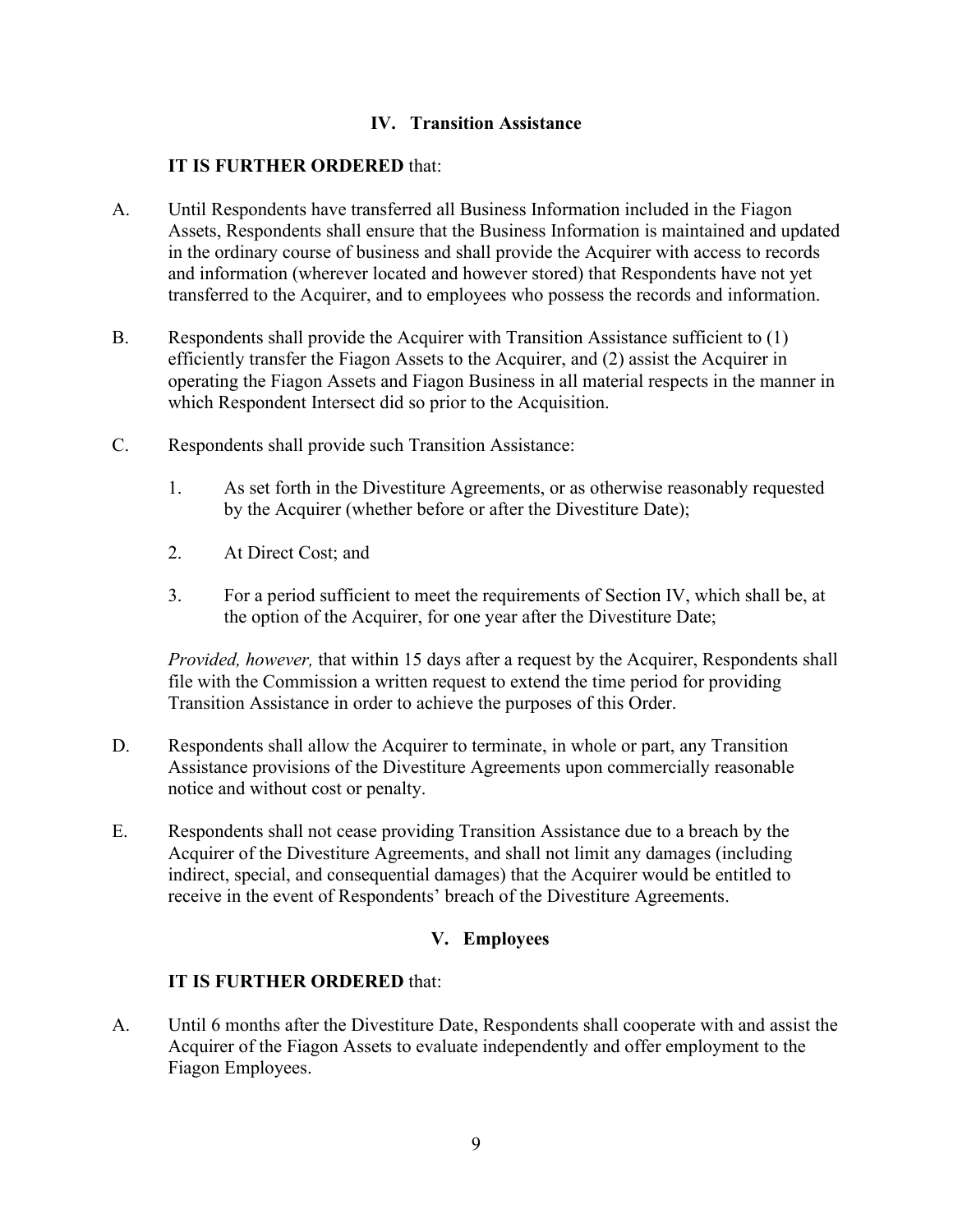## IV. Transition Assistance

**IT IS FURTHER ORDERED** that:

A. Until Respondents have transferred all Business Information included in the Fiagon Assets, Respondents shall ensure that the Business Information is maintained and updated in the ordinary course of business and shall provide the Acquirer with access to records and information (wherever located and however stored) that Respondents have not yet transferred to the Acquirer, and to employees who possess the records and information.

B. Respondents shall provide the Acquirer with Transition Assistance sufficient to (1) efficiently transfer the Fiagon Assets to the Acquirer, and (2) assist the Acquirer in operating the Fiagon Assets and Fiagon Business in all material respects in the manner in which Respondent Intersect did so prior to the Acquisition.

C. Respondents shall provide such Transition Assistance:

1. As set forth in the Divestiture Agreements, or as otherwise reasonably requested by the Acquirer (whether before or after the Divestiture Date);

2. At Direct Cost; and

3. For a period sufficient to meet the requirements of Section IV, which shall be, at the option of the Acquirer, for one year after the Divestiture Date;

*Provided, however,* that within 15 days after a request by the Acquirer, Respondents shall file with the Commission a written request to extend the time period for providing Transition Assistance in order to achieve the purposes of this Order.

D. Respondents shall allow the Acquirer to terminate, in whole or part, any Transition Assistance provisions of the Divestiture Agreements upon commercially reasonable notice and without cost or penalty.

E. Respondents shall not cease providing Transition Assistance due to a breach by the Acquirer of the Divestiture Agreements, and shall not limit any damages (including indirect, special, and consequential damages) that the Acquirer would be entitled to receive in the event of Respondents' breach of the Divestiture Agreements.

## V. Employees

**IT IS FURTHER ORDERED** that:

A. Until 6 months after the Divestiture Date, Respondents shall cooperate with and assist the Acquirer of the Fiagon Assets to evaluate independently and offer employment to the Fiagon Employees.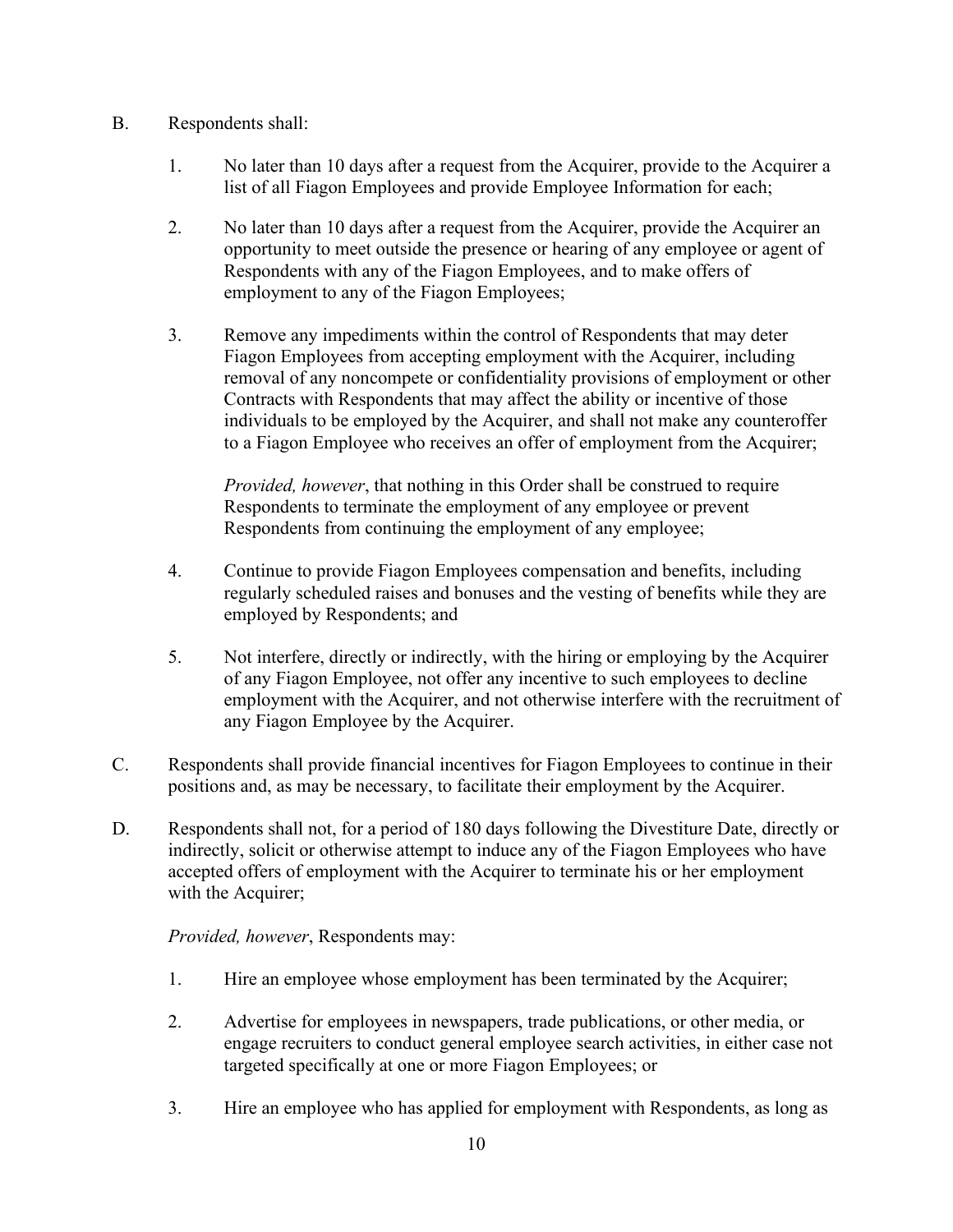B. Respondents shall:

1. No later than 10 days after a request from the Acquirer, provide to the Acquirer a list of all Fiagon Employees and provide Employee Information for each;

2. No later than 10 days after a request from the Acquirer, provide the Acquirer an opportunity to meet outside the presence or hearing of any employee or agent of Respondents with any of the Fiagon Employees, and to make offers of employment to any of the Fiagon Employees;

3. Remove any impediments within the control of Respondents that may deter Fiagon Employees from accepting employment with the Acquirer, including removal of any noncompete or confidentiality provisions of employment or other Contracts with Respondents that may affect the ability or incentive of those individuals to be employed by the Acquirer, and shall not make any counteroffer to a Fiagon Employee who receives an offer of employment from the Acquirer;

   *Provided, however*, that nothing in this Order shall be construed to require Respondents to terminate the employment of any employee or prevent Respondents from continuing the employment of any employee;

4. Continue to provide Fiagon Employees compensation and benefits, including regularly scheduled raises and bonuses and the vesting of benefits while they are employed by Respondents; and

5. Not interfere, directly or indirectly, with the hiring or employing by the Acquirer of any Fiagon Employee, not offer any incentive to such employees to decline employment with the Acquirer, and not otherwise interfere with the recruitment of any Fiagon Employee by the Acquirer.

C. Respondents shall provide financial incentives for Fiagon Employees to continue in their positions and, as may be necessary, to facilitate their employment by the Acquirer.

D. Respondents shall not, for a period of 180 days following the Divestiture Date, directly or indirectly, solicit or otherwise attempt to induce any of the Fiagon Employees who have accepted offers of employment with the Acquirer to terminate his or her employment with the Acquirer;

   *Provided, however*, Respondents may:

   1. Hire an employee whose employment has been terminated by the Acquirer;

   2. Advertise for employees in newspapers, trade publications, or other media, or engage recruiters to conduct general employee search activities, in either case not targeted specifically at one or more Fiagon Employees; or

   3. Hire an employee who has applied for employment with Respondents, as long as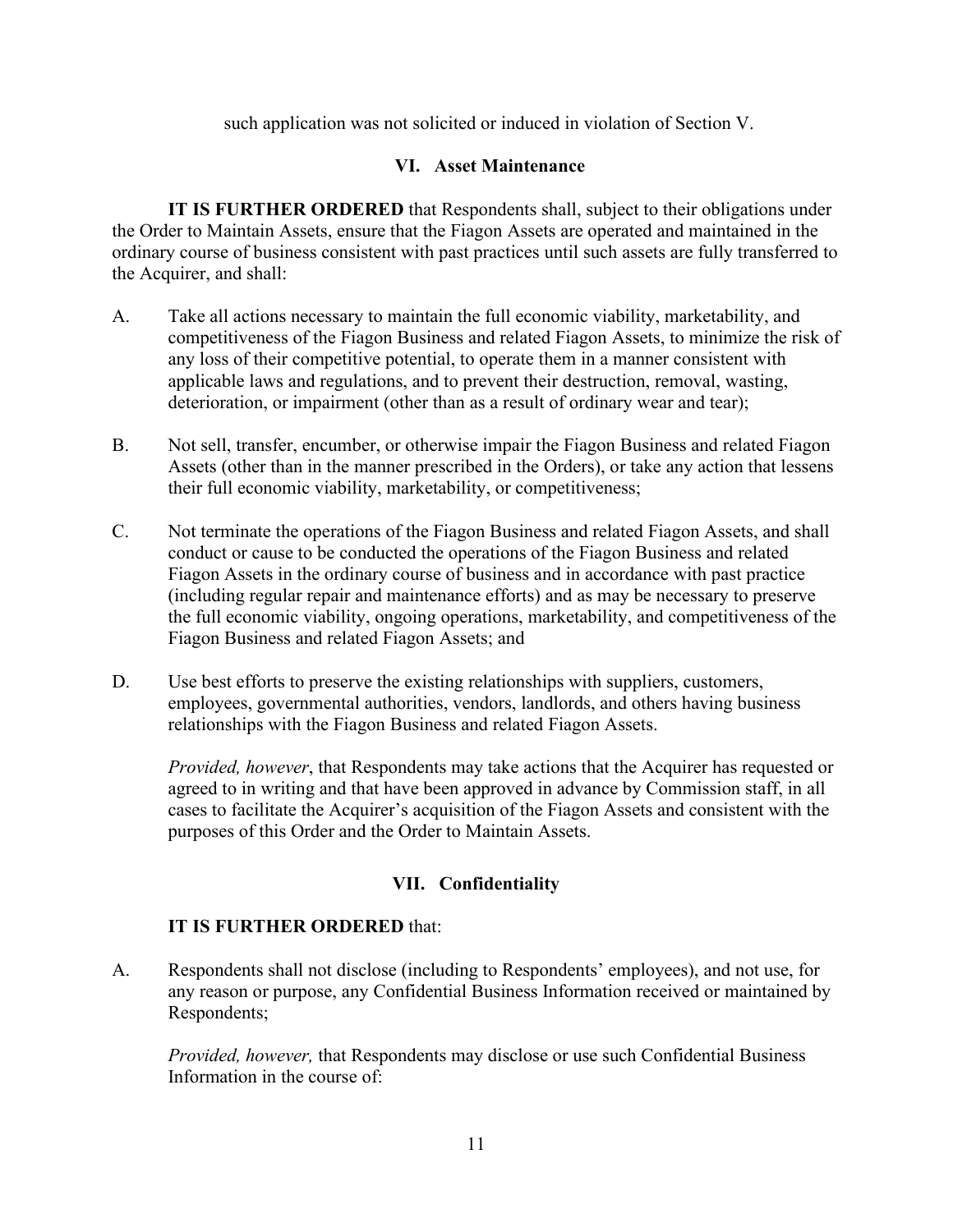such application was not solicited or induced in violation of Section V.

## VI. Asset Maintenance

**IT IS FURTHER ORDERED** that Respondents shall, subject to their obligations under the Order to Maintain Assets, ensure that the Fiagon Assets are operated and maintained in the ordinary course of business consistent with past practices until such assets are fully transferred to the Acquirer, and shall:

A. Take all actions necessary to maintain the full economic viability, marketability, and competitiveness of the Fiagon Business and related Fiagon Assets, to minimize the risk of any loss of their competitive potential, to operate them in a manner consistent with applicable laws and regulations, and to prevent their destruction, removal, wasting, deterioration, or impairment (other than as a result of ordinary wear and tear);

B. Not sell, transfer, encumber, or otherwise impair the Fiagon Business and related Fiagon Assets (other than in the manner prescribed in the Orders), or take any action that lessens their full economic viability, marketability, or competitiveness;

C. Not terminate the operations of the Fiagon Business and related Fiagon Assets, and shall conduct or cause to be conducted the operations of the Fiagon Business and related Fiagon Assets in the ordinary course of business and in accordance with past practice (including regular repair and maintenance efforts) and as may be necessary to preserve the full economic viability, ongoing operations, marketability, and competitiveness of the Fiagon Business and related Fiagon Assets; and

D. Use best efforts to preserve the existing relationships with suppliers, customers, employees, governmental authorities, vendors, landlords, and others having business relationships with the Fiagon Business and related Fiagon Assets.

*Provided, however*, that Respondents may take actions that the Acquirer has requested or agreed to in writing and that have been approved in advance by Commission staff, in all cases to facilitate the Acquirer's acquisition of the Fiagon Assets and consistent with the purposes of this Order and the Order to Maintain Assets.

## VII. Confidentiality

**IT IS FURTHER ORDERED** that:

A. Respondents shall not disclose (including to Respondents' employees), and not use, for any reason or purpose, any Confidential Business Information received or maintained by Respondents;

*Provided, however,* that Respondents may disclose or use such Confidential Business Information in the course of: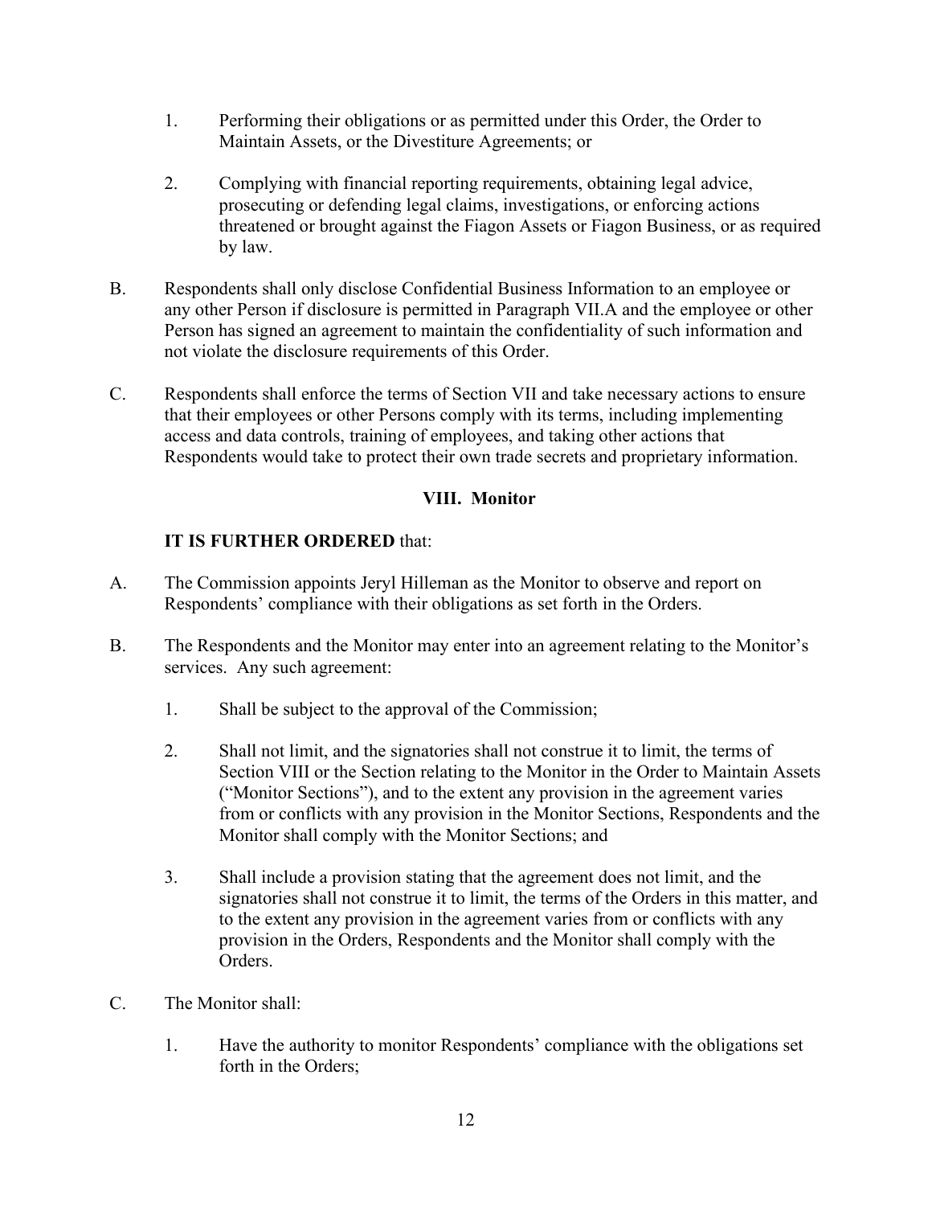1. Performing their obligations or as permitted under this Order, the Order to Maintain Assets, or the Divestiture Agreements; or

2. Complying with financial reporting requirements, obtaining legal advice, prosecuting or defending legal claims, investigations, or enforcing actions threatened or brought against the Fiagon Assets or Fiagon Business, or as required by law.

B. Respondents shall only disclose Confidential Business Information to an employee or any other Person if disclosure is permitted in Paragraph VII.A and the employee or other Person has signed an agreement to maintain the confidentiality of such information and not violate the disclosure requirements of this Order.

C. Respondents shall enforce the terms of Section VII and take necessary actions to ensure that their employees or other Persons comply with its terms, including implementing access and data controls, training of employees, and taking other actions that Respondents would take to protect their own trade secrets and proprietary information.

## VIII. Monitor

**IT IS FURTHER ORDERED** that:

A. The Commission appoints Jeryl Hilleman as the Monitor to observe and report on Respondents' compliance with their obligations as set forth in the Orders.

B. The Respondents and the Monitor may enter into an agreement relating to the Monitor's services. Any such agreement:

1. Shall be subject to the approval of the Commission;

2. Shall not limit, and the signatories shall not construe it to limit, the terms of Section VIII or the Section relating to the Monitor in the Order to Maintain Assets ("Monitor Sections"), and to the extent any provision in the agreement varies from or conflicts with any provision in the Monitor Sections, Respondents and the Monitor shall comply with the Monitor Sections; and

3. Shall include a provision stating that the agreement does not limit, and the signatories shall not construe it to limit, the terms of the Orders in this matter, and to the extent any provision in the agreement varies from or conflicts with any provision in the Orders, Respondents and the Monitor shall comply with the Orders.

C. The Monitor shall:

1. Have the authority to monitor Respondents' compliance with the obligations set forth in the Orders;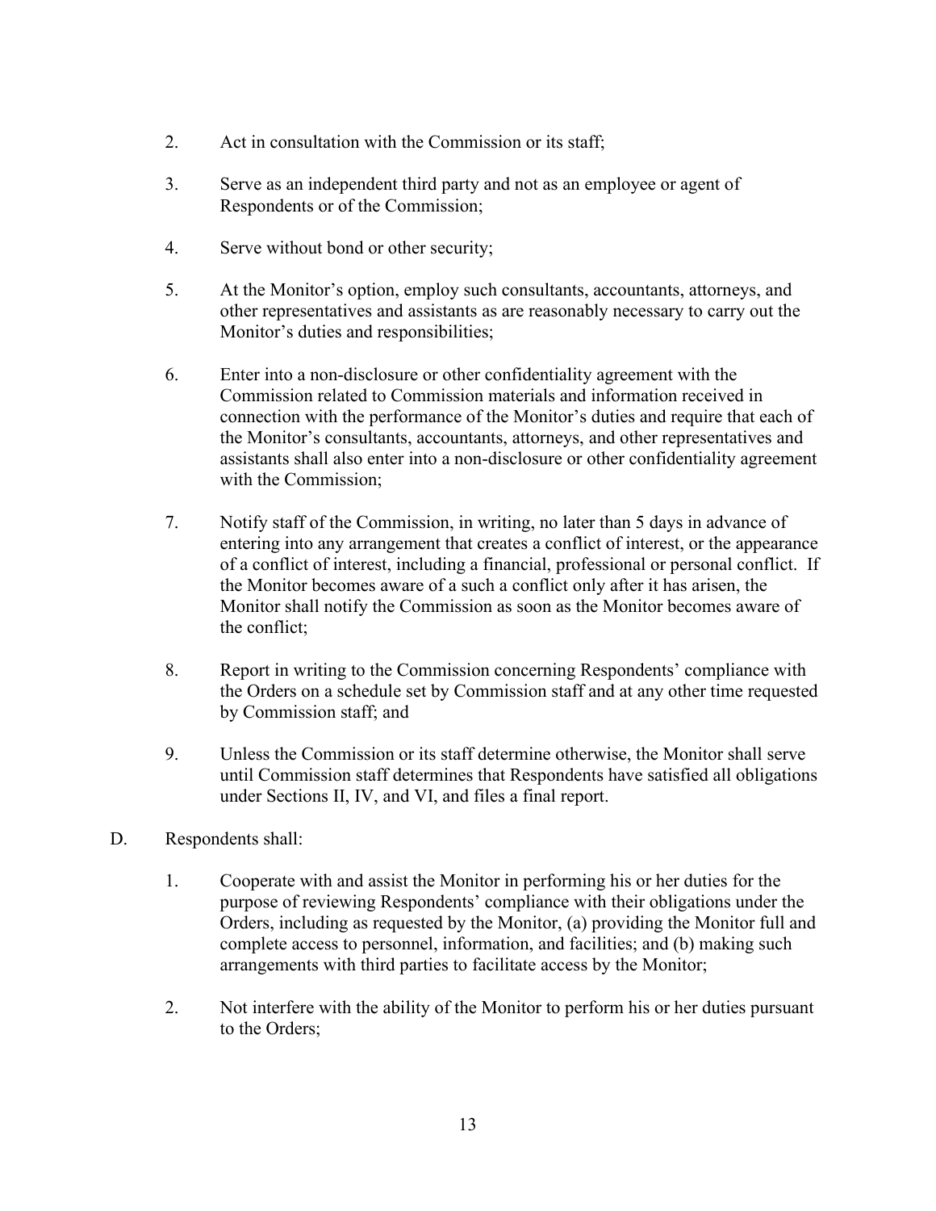2. Act in consultation with the Commission or its staff;

3. Serve as an independent third party and not as an employee or agent of Respondents or of the Commission;

4. Serve without bond or other security;

5. At the Monitor's option, employ such consultants, accountants, attorneys, and other representatives and assistants as are reasonably necessary to carry out the Monitor's duties and responsibilities;

6. Enter into a non-disclosure or other confidentiality agreement with the Commission related to Commission materials and information received in connection with the performance of the Monitor's duties and require that each of the Monitor's consultants, accountants, attorneys, and other representatives and assistants shall also enter into a non-disclosure or other confidentiality agreement with the Commission;

7. Notify staff of the Commission, in writing, no later than 5 days in advance of entering into any arrangement that creates a conflict of interest, or the appearance of a conflict of interest, including a financial, professional or personal conflict. If the Monitor becomes aware of a such a conflict only after it has arisen, the Monitor shall notify the Commission as soon as the Monitor becomes aware of the conflict;

8. Report in writing to the Commission concerning Respondents' compliance with the Orders on a schedule set by Commission staff and at any other time requested by Commission staff; and

9. Unless the Commission or its staff determine otherwise, the Monitor shall serve until Commission staff determines that Respondents have satisfied all obligations under Sections II, IV, and VI, and files a final report.

D. Respondents shall:

1. Cooperate with and assist the Monitor in performing his or her duties for the purpose of reviewing Respondents' compliance with their obligations under the Orders, including as requested by the Monitor, (a) providing the Monitor full and complete access to personnel, information, and facilities; and (b) making such arrangements with third parties to facilitate access by the Monitor;

2. Not interfere with the ability of the Monitor to perform his or her duties pursuant to the Orders;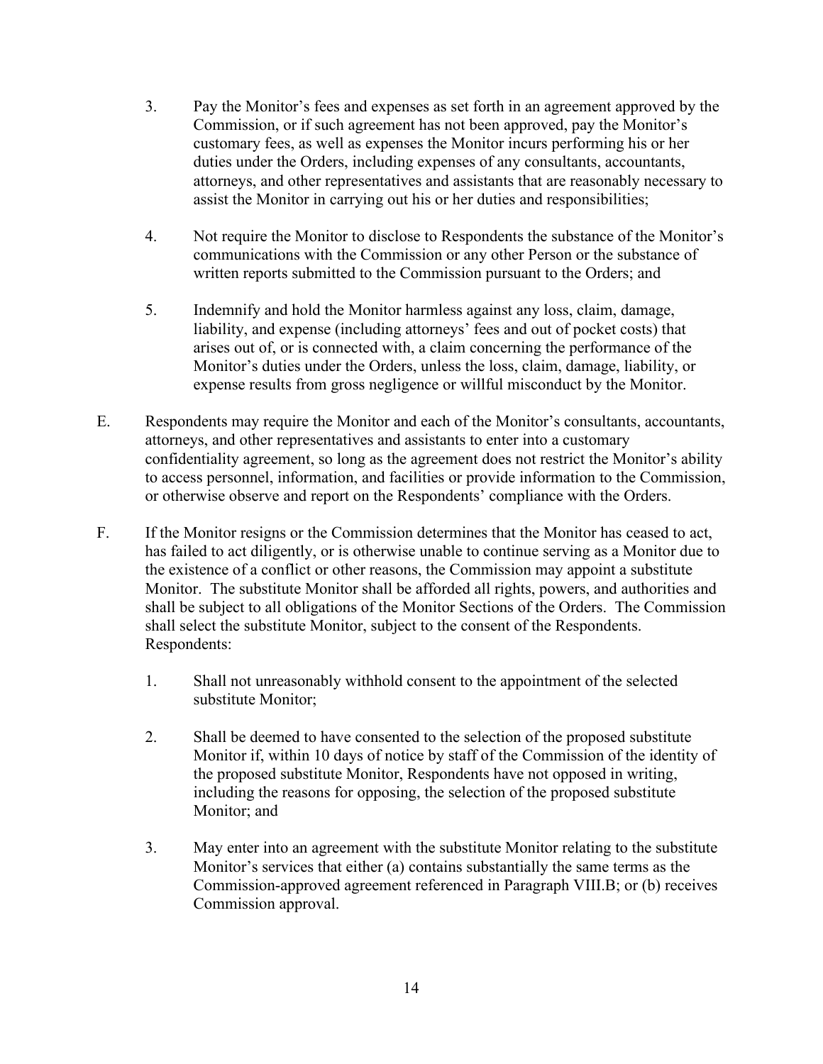3. Pay the Monitor's fees and expenses as set forth in an agreement approved by the Commission, or if such agreement has not been approved, pay the Monitor's customary fees, as well as expenses the Monitor incurs performing his or her duties under the Orders, including expenses of any consultants, accountants, attorneys, and other representatives and assistants that are reasonably necessary to assist the Monitor in carrying out his or her duties and responsibilities;

4. Not require the Monitor to disclose to Respondents the substance of the Monitor's communications with the Commission or any other Person or the substance of written reports submitted to the Commission pursuant to the Orders; and

5. Indemnify and hold the Monitor harmless against any loss, claim, damage, liability, and expense (including attorneys' fees and out of pocket costs) that arises out of, or is connected with, a claim concerning the performance of the Monitor's duties under the Orders, unless the loss, claim, damage, liability, or expense results from gross negligence or willful misconduct by the Monitor.

E. Respondents may require the Monitor and each of the Monitor's consultants, accountants, attorneys, and other representatives and assistants to enter into a customary confidentiality agreement, so long as the agreement does not restrict the Monitor's ability to access personnel, information, and facilities or provide information to the Commission, or otherwise observe and report on the Respondents' compliance with the Orders.

F. If the Monitor resigns or the Commission determines that the Monitor has ceased to act, has failed to act diligently, or is otherwise unable to continue serving as a Monitor due to the existence of a conflict or other reasons, the Commission may appoint a substitute Monitor. The substitute Monitor shall be afforded all rights, powers, and authorities and shall be subject to all obligations of the Monitor Sections of the Orders. The Commission shall select the substitute Monitor, subject to the consent of the Respondents. Respondents:

1. Shall not unreasonably withhold consent to the appointment of the selected substitute Monitor;

2. Shall be deemed to have consented to the selection of the proposed substitute Monitor if, within 10 days of notice by staff of the Commission of the identity of the proposed substitute Monitor, Respondents have not opposed in writing, including the reasons for opposing, the selection of the proposed substitute Monitor; and

3. May enter into an agreement with the substitute Monitor relating to the substitute Monitor's services that either (a) contains substantially the same terms as the Commission-approved agreement referenced in Paragraph VIII.B; or (b) receives Commission approval.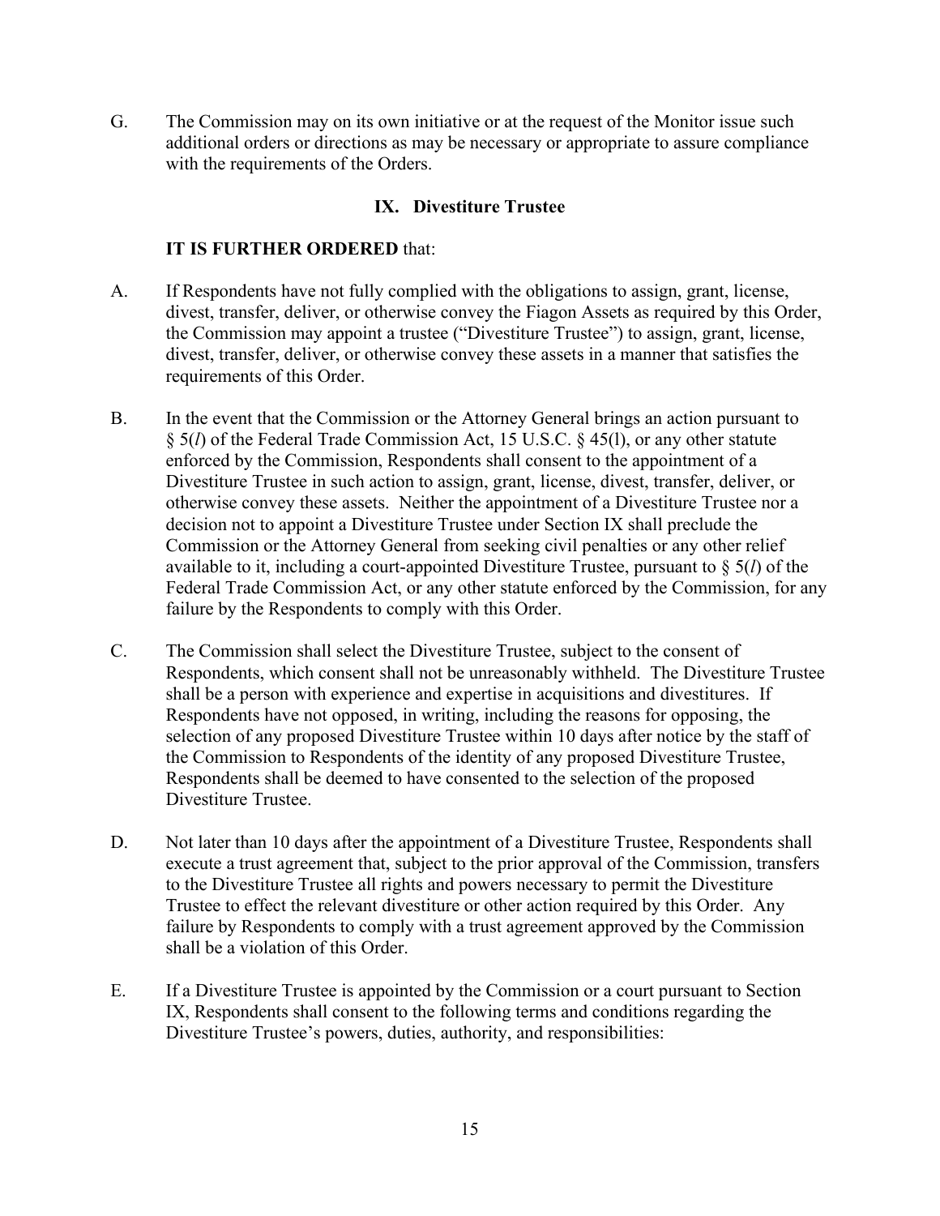G. The Commission may on its own initiative or at the request of the Monitor issue such additional orders or directions as may be necessary or appropriate to assure compliance with the requirements of the Orders.

## IX. Divestiture Trustee

**IT IS FURTHER ORDERED** that:

A. If Respondents have not fully complied with the obligations to assign, grant, license, divest, transfer, deliver, or otherwise convey the Fiagon Assets as required by this Order, the Commission may appoint a trustee ("Divestiture Trustee") to assign, grant, license, divest, transfer, deliver, or otherwise convey these assets in a manner that satisfies the requirements of this Order.

B. In the event that the Commission or the Attorney General brings an action pursuant to § 5(*l*) of the Federal Trade Commission Act, 15 U.S.C. § 45(l), or any other statute enforced by the Commission, Respondents shall consent to the appointment of a Divestiture Trustee in such action to assign, grant, license, divest, transfer, deliver, or otherwise convey these assets. Neither the appointment of a Divestiture Trustee nor a decision not to appoint a Divestiture Trustee under Section IX shall preclude the Commission or the Attorney General from seeking civil penalties or any other relief available to it, including a court-appointed Divestiture Trustee, pursuant to § 5(*l*) of the Federal Trade Commission Act, or any other statute enforced by the Commission, for any failure by the Respondents to comply with this Order.

C. The Commission shall select the Divestiture Trustee, subject to the consent of Respondents, which consent shall not be unreasonably withheld. The Divestiture Trustee shall be a person with experience and expertise in acquisitions and divestitures. If Respondents have not opposed, in writing, including the reasons for opposing, the selection of any proposed Divestiture Trustee within 10 days after notice by the staff of the Commission to Respondents of the identity of any proposed Divestiture Trustee, Respondents shall be deemed to have consented to the selection of the proposed Divestiture Trustee.

D. Not later than 10 days after the appointment of a Divestiture Trustee, Respondents shall execute a trust agreement that, subject to the prior approval of the Commission, transfers to the Divestiture Trustee all rights and powers necessary to permit the Divestiture Trustee to effect the relevant divestiture or other action required by this Order. Any failure by Respondents to comply with a trust agreement approved by the Commission shall be a violation of this Order.

E. If a Divestiture Trustee is appointed by the Commission or a court pursuant to Section IX, Respondents shall consent to the following terms and conditions regarding the Divestiture Trustee's powers, duties, authority, and responsibilities: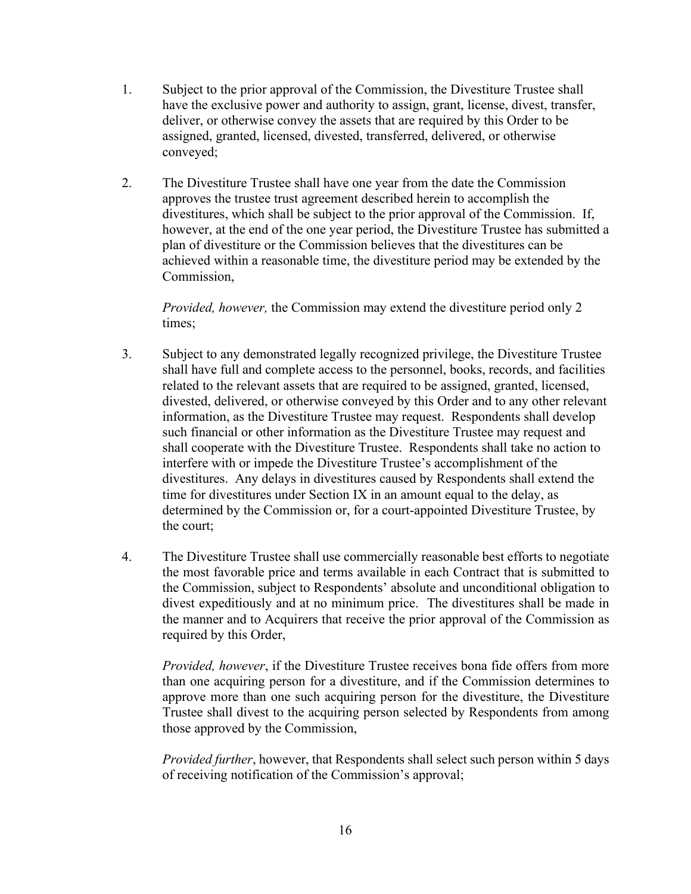1. Subject to the prior approval of the Commission, the Divestiture Trustee shall have the exclusive power and authority to assign, grant, license, divest, transfer, deliver, or otherwise convey the assets that are required by this Order to be assigned, granted, licensed, divested, transferred, delivered, or otherwise conveyed;

2. The Divestiture Trustee shall have one year from the date the Commission approves the trustee trust agreement described herein to accomplish the divestitures, which shall be subject to the prior approval of the Commission. If, however, at the end of the one year period, the Divestiture Trustee has submitted a plan of divestiture or the Commission believes that the divestitures can be achieved within a reasonable time, the divestiture period may be extended by the Commission,

   *Provided, however,* the Commission may extend the divestiture period only 2 times;

3. Subject to any demonstrated legally recognized privilege, the Divestiture Trustee shall have full and complete access to the personnel, books, records, and facilities related to the relevant assets that are required to be assigned, granted, licensed, divested, delivered, or otherwise conveyed by this Order and to any other relevant information, as the Divestiture Trustee may request. Respondents shall develop such financial or other information as the Divestiture Trustee may request and shall cooperate with the Divestiture Trustee. Respondents shall take no action to interfere with or impede the Divestiture Trustee's accomplishment of the divestitures. Any delays in divestitures caused by Respondents shall extend the time for divestitures under Section IX in an amount equal to the delay, as determined by the Commission or, for a court-appointed Divestiture Trustee, by the court;

4. The Divestiture Trustee shall use commercially reasonable best efforts to negotiate the most favorable price and terms available in each Contract that is submitted to the Commission, subject to Respondents' absolute and unconditional obligation to divest expeditiously and at no minimum price. The divestitures shall be made in the manner and to Acquirers that receive the prior approval of the Commission as required by this Order,

   *Provided, however*, if the Divestiture Trustee receives bona fide offers from more than one acquiring person for a divestiture, and if the Commission determines to approve more than one such acquiring person for the divestiture, the Divestiture Trustee shall divest to the acquiring person selected by Respondents from among those approved by the Commission,

   *Provided further*, however, that Respondents shall select such person within 5 days of receiving notification of the Commission's approval;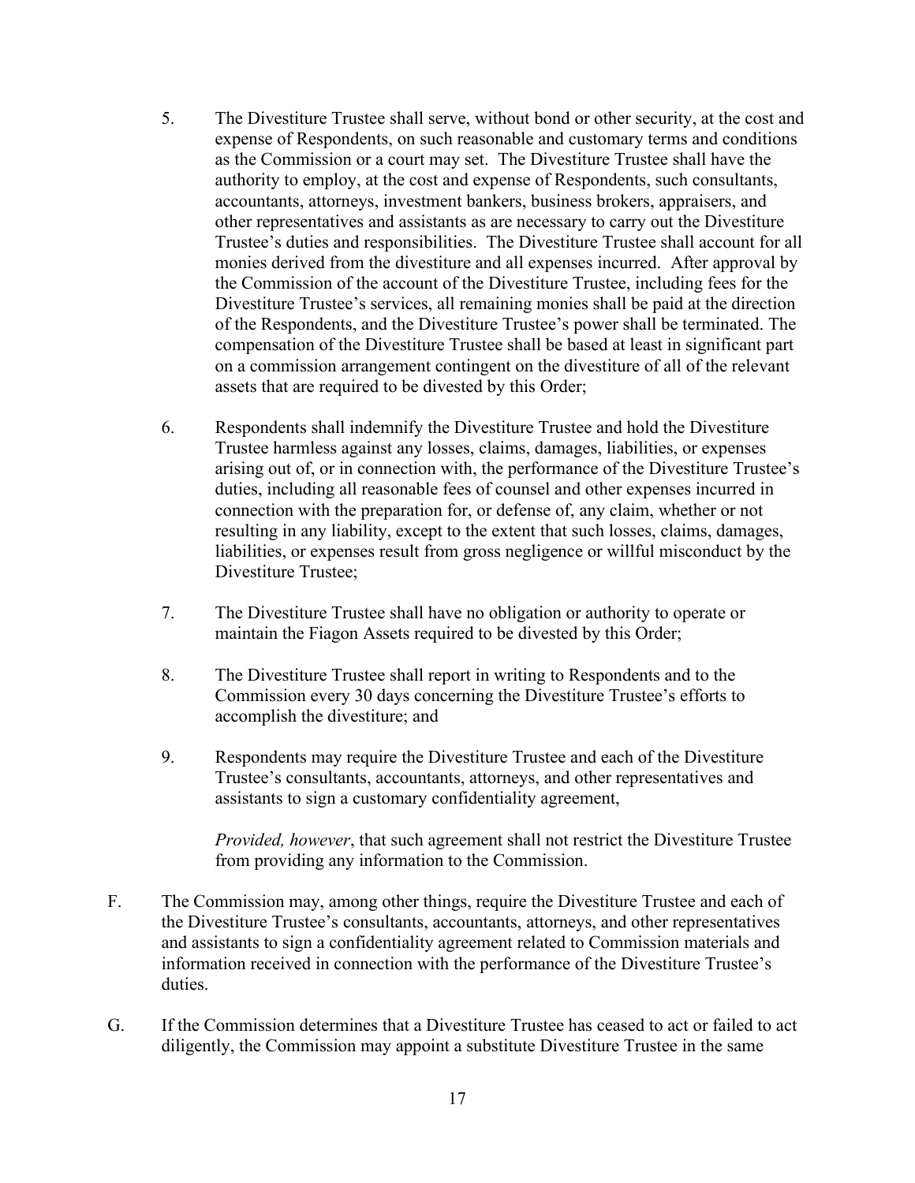5. The Divestiture Trustee shall serve, without bond or other security, at the cost and expense of Respondents, on such reasonable and customary terms and conditions as the Commission or a court may set. The Divestiture Trustee shall have the authority to employ, at the cost and expense of Respondents, such consultants, accountants, attorneys, investment bankers, business brokers, appraisers, and other representatives and assistants as are necessary to carry out the Divestiture Trustee's duties and responsibilities. The Divestiture Trustee shall account for all monies derived from the divestiture and all expenses incurred. After approval by the Commission of the account of the Divestiture Trustee, including fees for the Divestiture Trustee's services, all remaining monies shall be paid at the direction of the Respondents, and the Divestiture Trustee's power shall be terminated. The compensation of the Divestiture Trustee shall be based at least in significant part on a commission arrangement contingent on the divestiture of all of the relevant assets that are required to be divested by this Order;

6. Respondents shall indemnify the Divestiture Trustee and hold the Divestiture Trustee harmless against any losses, claims, damages, liabilities, or expenses arising out of, or in connection with, the performance of the Divestiture Trustee's duties, including all reasonable fees of counsel and other expenses incurred in connection with the preparation for, or defense of, any claim, whether or not resulting in any liability, except to the extent that such losses, claims, damages, liabilities, or expenses result from gross negligence or willful misconduct by the Divestiture Trustee;

7. The Divestiture Trustee shall have no obligation or authority to operate or maintain the Fiagon Assets required to be divested by this Order;

8. The Divestiture Trustee shall report in writing to Respondents and to the Commission every 30 days concerning the Divestiture Trustee's efforts to accomplish the divestiture; and

9. Respondents may require the Divestiture Trustee and each of the Divestiture Trustee's consultants, accountants, attorneys, and other representatives and assistants to sign a customary confidentiality agreement,

   *Provided, however*, that such agreement shall not restrict the Divestiture Trustee from providing any information to the Commission.

F. The Commission may, among other things, require the Divestiture Trustee and each of the Divestiture Trustee's consultants, accountants, attorneys, and other representatives and assistants to sign a confidentiality agreement related to Commission materials and information received in connection with the performance of the Divestiture Trustee's duties.

G. If the Commission determines that a Divestiture Trustee has ceased to act or failed to act diligently, the Commission may appoint a substitute Divestiture Trustee in the same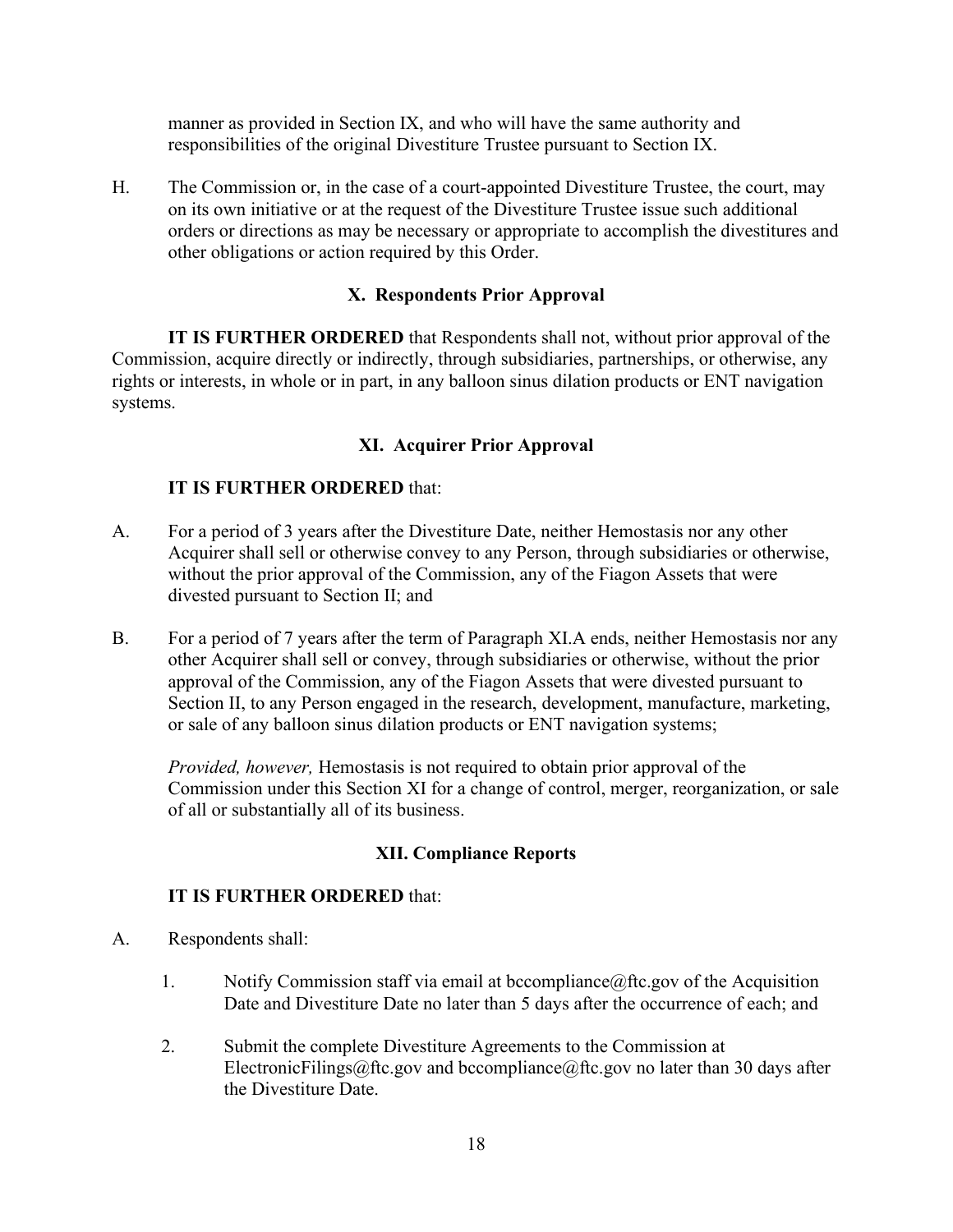manner as provided in Section IX, and who will have the same authority and responsibilities of the original Divestiture Trustee pursuant to Section IX.

H. The Commission or, in the case of a court-appointed Divestiture Trustee, the court, may on its own initiative or at the request of the Divestiture Trustee issue such additional orders or directions as may be necessary or appropriate to accomplish the divestitures and other obligations or action required by this Order.

## X. Respondents Prior Approval

**IT IS FURTHER ORDERED** that Respondents shall not, without prior approval of the Commission, acquire directly or indirectly, through subsidiaries, partnerships, or otherwise, any rights or interests, in whole or in part, in any balloon sinus dilation products or ENT navigation systems.

## XI. Acquirer Prior Approval

**IT IS FURTHER ORDERED** that:

A. For a period of 3 years after the Divestiture Date, neither Hemostasis nor any other Acquirer shall sell or otherwise convey to any Person, through subsidiaries or otherwise, without the prior approval of the Commission, any of the Fiagon Assets that were divested pursuant to Section II; and

B. For a period of 7 years after the term of Paragraph XI.A ends, neither Hemostasis nor any other Acquirer shall sell or convey, through subsidiaries or otherwise, without the prior approval of the Commission, any of the Fiagon Assets that were divested pursuant to Section II, to any Person engaged in the research, development, manufacture, marketing, or sale of any balloon sinus dilation products or ENT navigation systems;

*Provided, however,* Hemostasis is not required to obtain prior approval of the Commission under this Section XI for a change of control, merger, reorganization, or sale of all or substantially all of its business.

## XII. Compliance Reports

**IT IS FURTHER ORDERED** that:

A. Respondents shall:

1. Notify Commission staff via email at bccompliance@ftc.gov of the Acquisition Date and Divestiture Date no later than 5 days after the occurrence of each; and

2. Submit the complete Divestiture Agreements to the Commission at ElectronicFilings@ftc.gov and bccompliance@ftc.gov no later than 30 days after the Divestiture Date.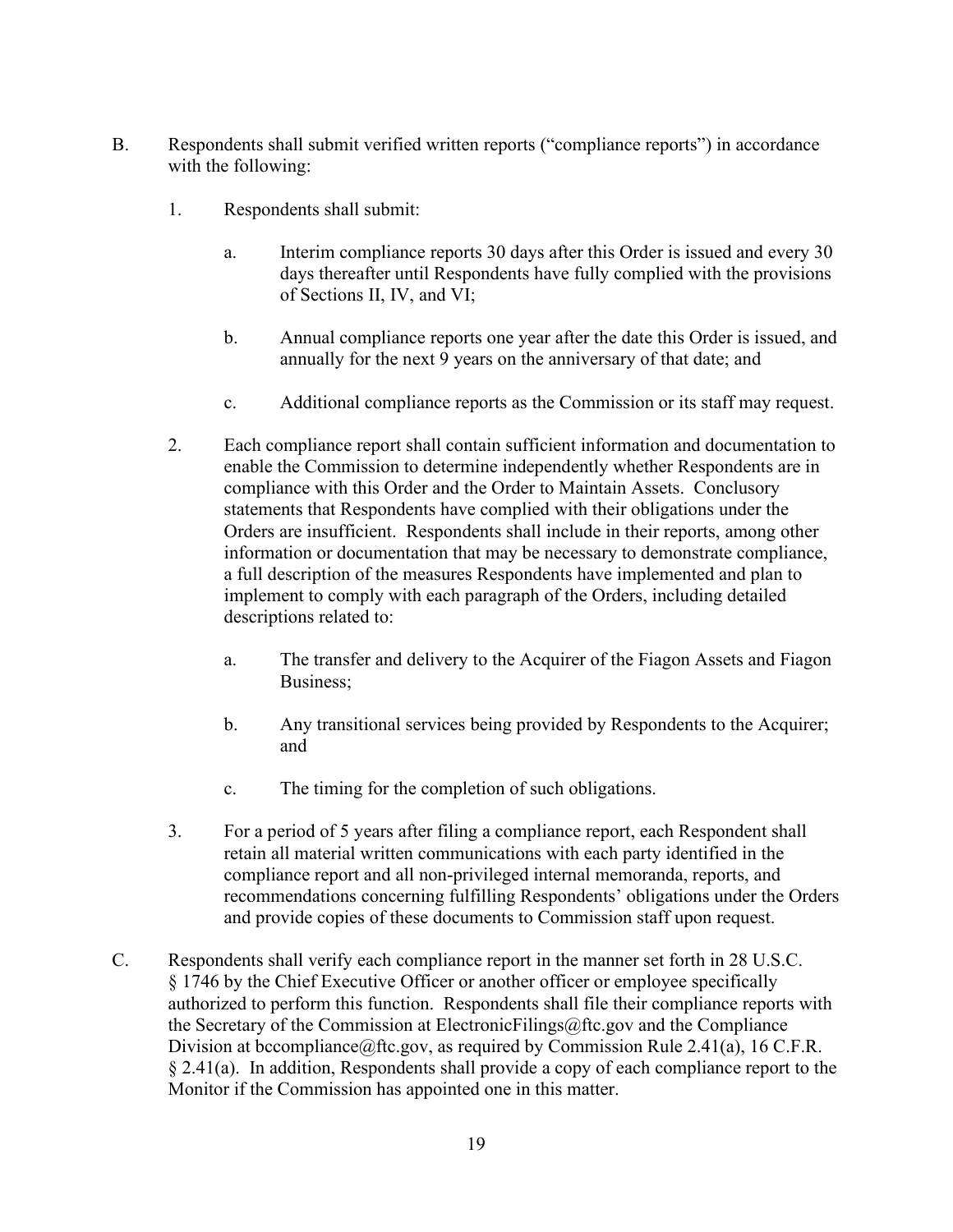B. Respondents shall submit verified written reports ("compliance reports") in accordance with the following:

1. Respondents shall submit:

   a. Interim compliance reports 30 days after this Order is issued and every 30 days thereafter until Respondents have fully complied with the provisions of Sections II, IV, and VI;

   b. Annual compliance reports one year after the date this Order is issued, and annually for the next 9 years on the anniversary of that date; and

   c. Additional compliance reports as the Commission or its staff may request.

2. Each compliance report shall contain sufficient information and documentation to enable the Commission to determine independently whether Respondents are in compliance with this Order and the Order to Maintain Assets. Conclusory statements that Respondents have complied with their obligations under the Orders are insufficient. Respondents shall include in their reports, among other information or documentation that may be necessary to demonstrate compliance, a full description of the measures Respondents have implemented and plan to implement to comply with each paragraph of the Orders, including detailed descriptions related to:

   a. The transfer and delivery to the Acquirer of the Fiagon Assets and Fiagon Business;

   b. Any transitional services being provided by Respondents to the Acquirer; and

   c. The timing for the completion of such obligations.

3. For a period of 5 years after filing a compliance report, each Respondent shall retain all material written communications with each party identified in the compliance report and all non-privileged internal memoranda, reports, and recommendations concerning fulfilling Respondents' obligations under the Orders and provide copies of these documents to Commission staff upon request.

C. Respondents shall verify each compliance report in the manner set forth in 28 U.S.C. § 1746 by the Chief Executive Officer or another officer or employee specifically authorized to perform this function. Respondents shall file their compliance reports with the Secretary of the Commission at ElectronicFilings@ftc.gov and the Compliance Division at bccompliance@ftc.gov, as required by Commission Rule 2.41(a), 16 C.F.R. § 2.41(a). In addition, Respondents shall provide a copy of each compliance report to the Monitor if the Commission has appointed one in this matter.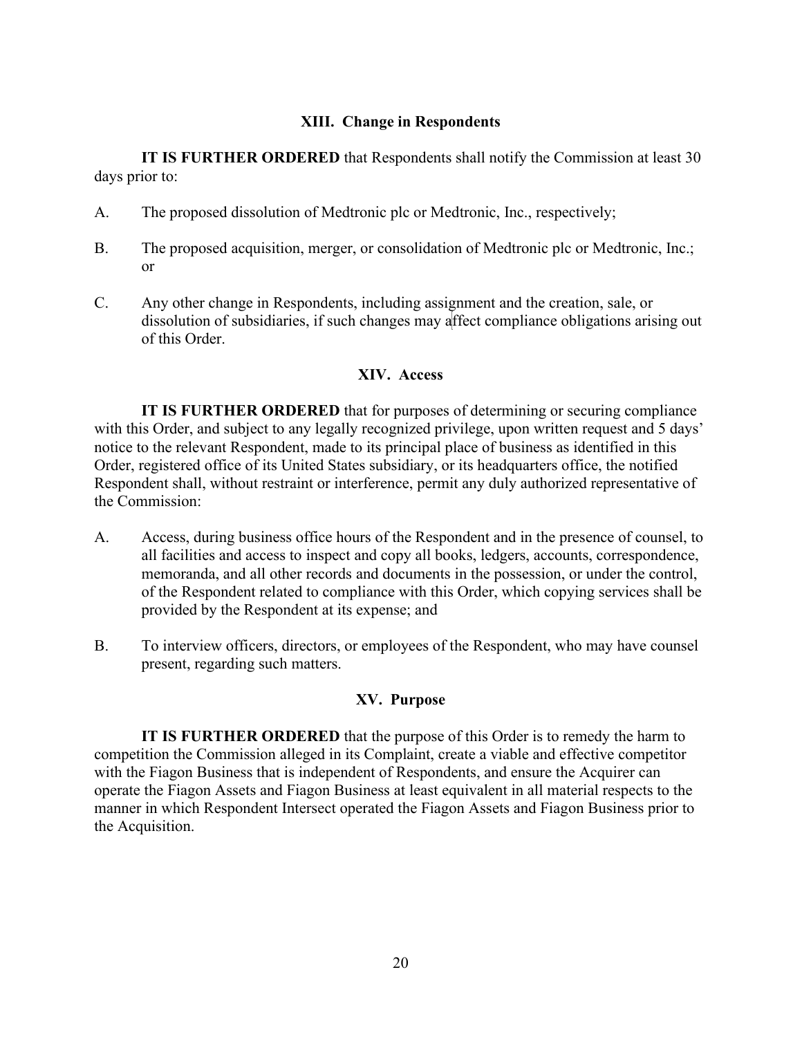## XIII. Change in Respondents

**IT IS FURTHER ORDERED** that Respondents shall notify the Commission at least 30 days prior to:

A. The proposed dissolution of Medtronic plc or Medtronic, Inc., respectively;

B. The proposed acquisition, merger, or consolidation of Medtronic plc or Medtronic, Inc.; or

C. Any other change in Respondents, including assignment and the creation, sale, or dissolution of subsidiaries, if such changes may affect compliance obligations arising out of this Order.

## XIV. Access

**IT IS FURTHER ORDERED** that for purposes of determining or securing compliance with this Order, and subject to any legally recognized privilege, upon written request and 5 days' notice to the relevant Respondent, made to its principal place of business as identified in this Order, registered office of its United States subsidiary, or its headquarters office, the notified Respondent shall, without restraint or interference, permit any duly authorized representative of the Commission:

A. Access, during business office hours of the Respondent and in the presence of counsel, to all facilities and access to inspect and copy all books, ledgers, accounts, correspondence, memoranda, and all other records and documents in the possession, or under the control, of the Respondent related to compliance with this Order, which copying services shall be provided by the Respondent at its expense; and

B. To interview officers, directors, or employees of the Respondent, who may have counsel present, regarding such matters.

## XV. Purpose

**IT IS FURTHER ORDERED** that the purpose of this Order is to remedy the harm to competition the Commission alleged in its Complaint, create a viable and effective competitor with the Fiagon Business that is independent of Respondents, and ensure the Acquirer can operate the Fiagon Assets and Fiagon Business at least equivalent in all material respects to the manner in which Respondent Intersect operated the Fiagon Assets and Fiagon Business prior to the Acquisition.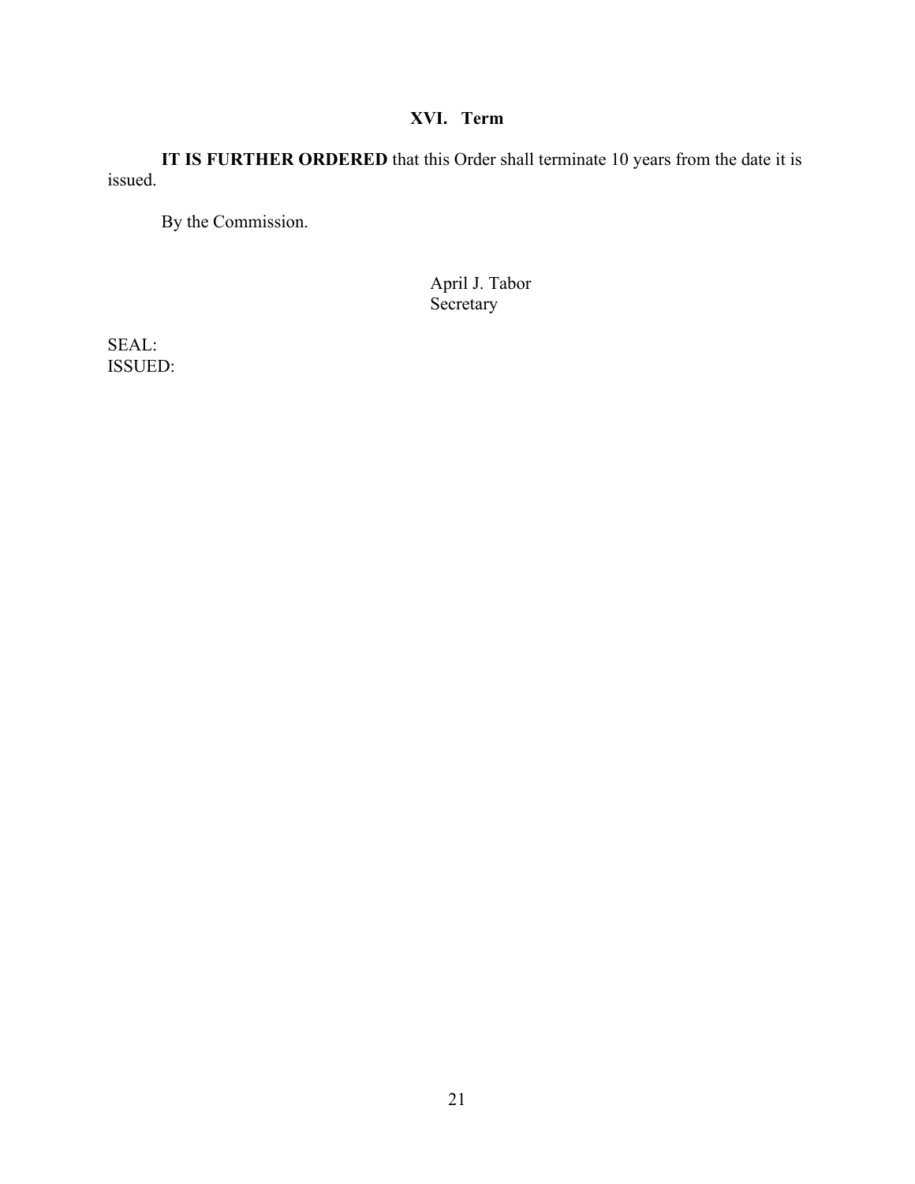## XVI. Term

**IT IS FURTHER ORDERED** that this Order shall terminate 10 years from the date it is issued.

By the Commission.

April J. Tabor
Secretary

SEAL:
ISSUED: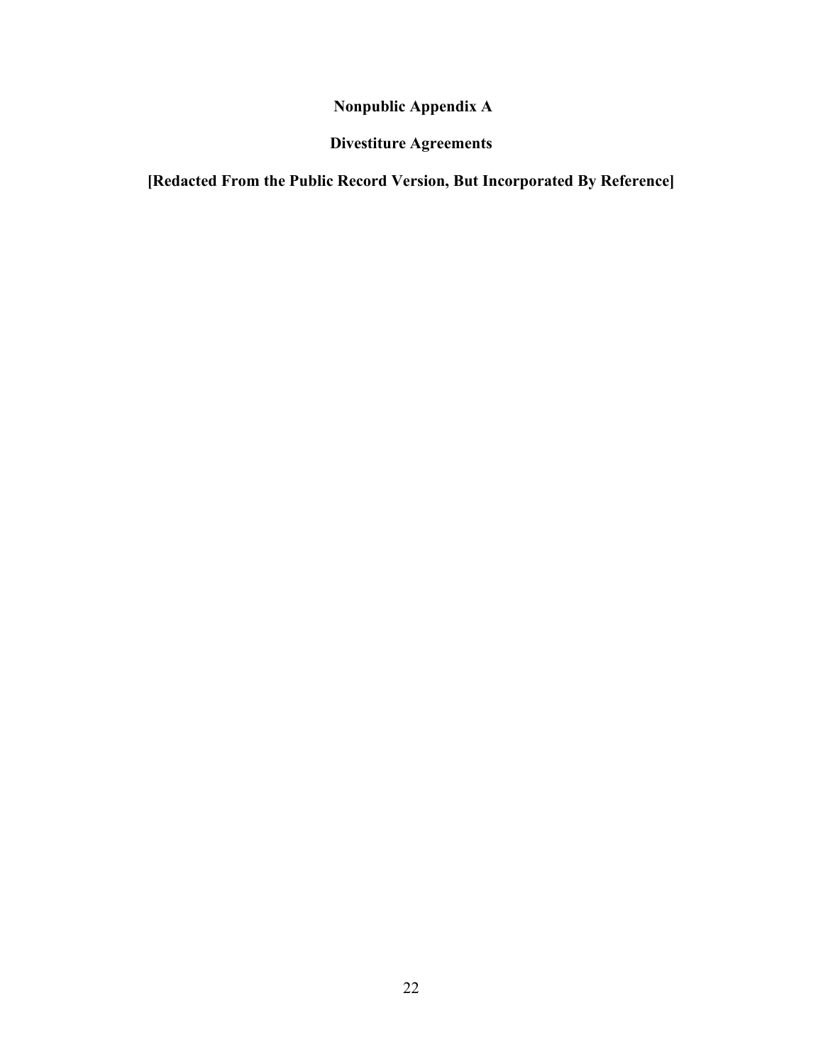# Nonpublic Appendix A

## Divestiture Agreements

**[Redacted From the Public Record Version, But Incorporated By Reference]**